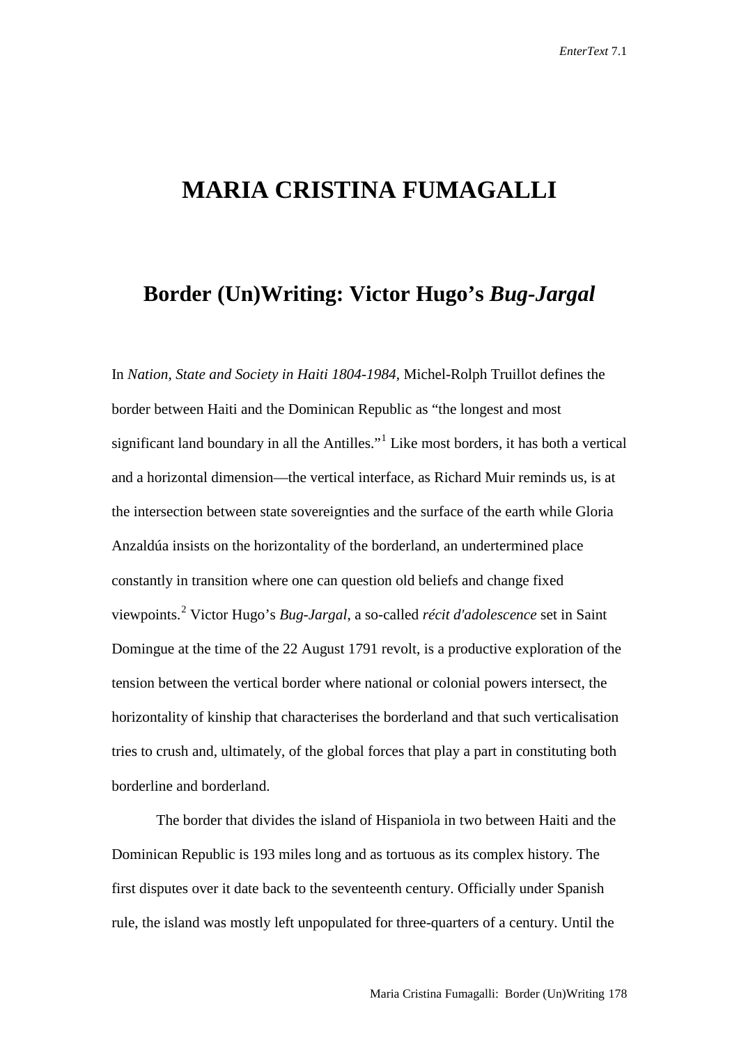# MARIA CRISTINA FUMAGALLI

## Border (Un)Writing: Victor Hugo's *Bug-Jargal*

In *Nation, State and Society in Haiti 1804-1984*, Michel-Rolph Truillot defines the border between Haiti and the Dominican Republic as "the longest and most significant land boundary in all the Antilles."[1] Like most borders, it has both a vertical and a horizontal dimension—the vertical interface, as Richard Muir reminds us, is at the intersection between state sovereignties and the surface of the earth while Gloria Anzaldúa insists on the horizontality of the borderland, an undertermined place constantly in transition where one can question old beliefs and change fixed viewpoints.[2] Victor Hugo's *Bug-Jargal*, a so-called *récit d'adolescence* set in Saint Domingue at the time of the 22 August 1791 revolt, is a productive exploration of the tension between the vertical border where national or colonial powers intersect, the horizontality of kinship that characterises the borderland and that such verticalisation tries to crush and, ultimately, of the global forces that play a part in constituting both borderline and borderland.

The border that divides the island of Hispaniola in two between Haiti and the Dominican Republic is 193 miles long and as tortuous as its complex history. The first disputes over it date back to the seventeenth century. Officially under Spanish rule, the island was mostly left unpopulated for three-quarters of a century. Until the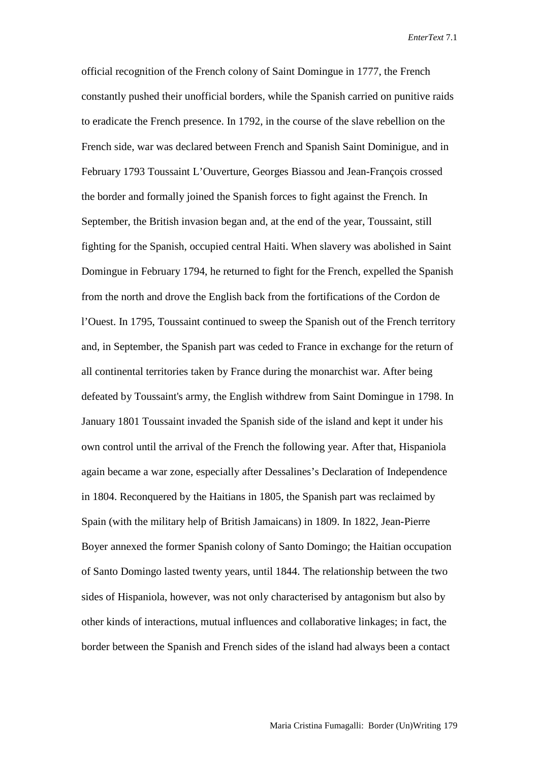official recognition of the French colony of Saint Domingue in 1777, the French constantly pushed their unofficial borders, while the Spanish carried on punitive raids to eradicate the French presence. In 1792, in the course of the slave rebellion on the French side, war was declared between French and Spanish Saint Dominigue, and in February 1793 Toussaint L'Ouverture, Georges Biassou and Jean-François crossed the border and formally joined the Spanish forces to fight against the French. In September, the British invasion began and, at the end of the year, Toussaint, still fighting for the Spanish, occupied central Haiti. When slavery was abolished in Saint Domingue in February 1794, he returned to fight for the French, expelled the Spanish from the north and drove the English back from the fortifications of the Cordon de l'Ouest. In 1795, Toussaint continued to sweep the Spanish out of the French territory and, in September, the Spanish part was ceded to France in exchange for the return of all continental territories taken by France during the monarchist war. After being defeated by Toussaint's army, the English withdrew from Saint Domingue in 1798. In January 1801 Toussaint invaded the Spanish side of the island and kept it under his own control until the arrival of the French the following year. After that, Hispaniola again became a war zone, especially after Dessalines's Declaration of Independence in 1804. Reconquered by the Haitians in 1805, the Spanish part was reclaimed by Spain (with the military help of British Jamaicans) in 1809. In 1822, Jean-Pierre Boyer annexed the former Spanish colony of Santo Domingo; the Haitian occupation of Santo Domingo lasted twenty years, until 1844. The relationship between the two sides of Hispaniola, however, was not only characterised by antagonism but also by other kinds of interactions, mutual influences and collaborative linkages; in fact, the border between the Spanish and French sides of the island had always been a contact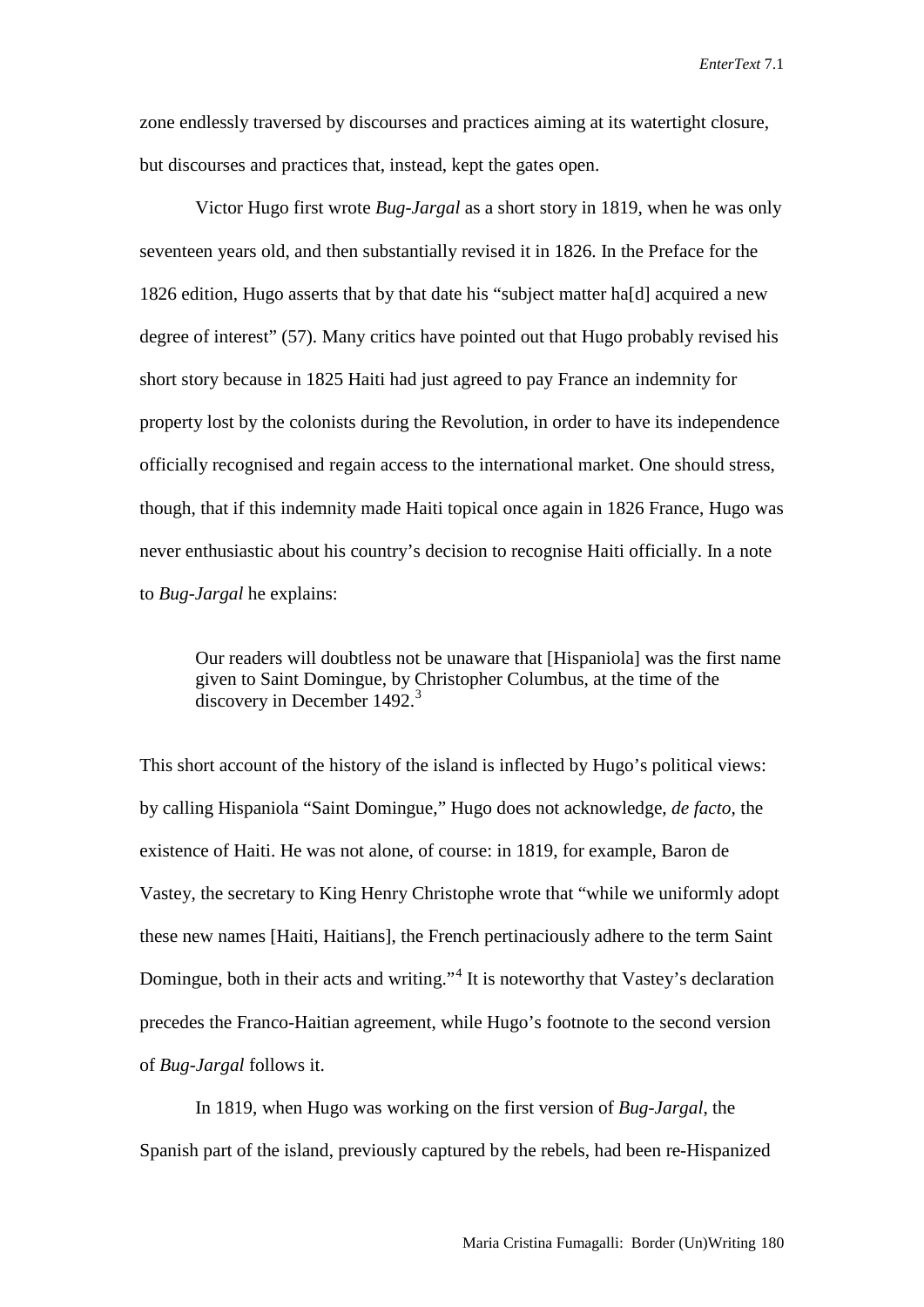zone endlessly traversed by discourses and practices aiming at its watertight closure, but discourses and practices that, instead, kept the gates open.

Victor Hugo first wrote *Bug-Jargal* as a short story in 1819, when he was only seventeen years old, and then substantially revised it in 1826. In the Preface for the 1826 edition, Hugo asserts that by that date his "subject matter ha[d] acquired a new degree of interest" (57). Many critics have pointed out that Hugo probably revised his short story because in 1825 Haiti had just agreed to pay France an indemnity for property lost by the colonists during the Revolution, in order to have its independence officially recognised and regain access to the international market. One should stress, though, that if this indemnity made Haiti topical once again in 1826 France, Hugo was never enthusiastic about his country's decision to recognise Haiti officially. In a note to *Bug-Jargal* he explains:

> Our readers will doubtless not be unaware that [Hispaniola] was the first name given to Saint Domingue, by Christopher Columbus, at the time of the discovery in December 1492.[3]

This short account of the history of the island is inflected by Hugo's political views: by calling Hispaniola "Saint Domingue," Hugo does not acknowledge, *de facto*, the existence of Haiti. He was not alone, of course: in 1819, for example, Baron de Vastey, the secretary to King Henry Christophe wrote that "while we uniformly adopt these new names [Haiti, Haitians], the French pertinaciously adhere to the term Saint Domingue, both in their acts and writing."[4] It is noteworthy that Vastey's declaration precedes the Franco-Haitian agreement, while Hugo's footnote to the second version of *Bug-Jargal* follows it.

In 1819, when Hugo was working on the first version of *Bug-Jargal*, the Spanish part of the island, previously captured by the rebels, had been re-Hispanized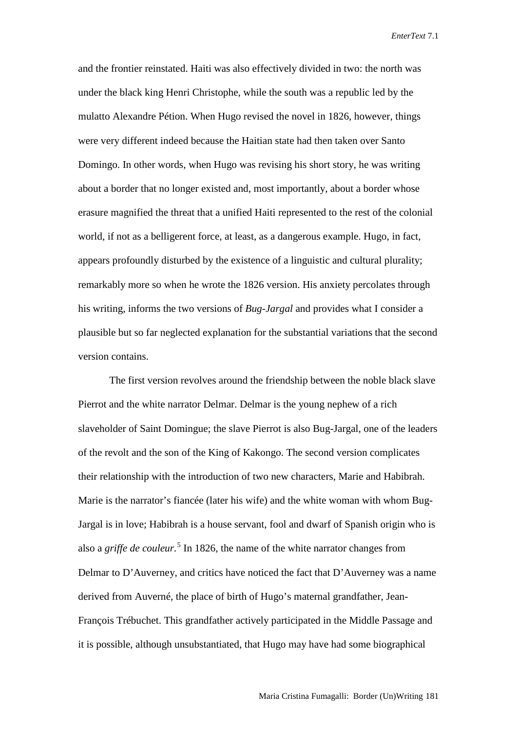and the frontier reinstated. Haiti was also effectively divided in two: the north was under the black king Henri Christophe, while the south was a republic led by the mulatto Alexandre Pétion. When Hugo revised the novel in 1826, however, things were very different indeed because the Haitian state had then taken over Santo Domingo. In other words, when Hugo was revising his short story, he was writing about a border that no longer existed and, most importantly, about a border whose erasure magnified the threat that a unified Haiti represented to the rest of the colonial world, if not as a belligerent force, at least, as a dangerous example. Hugo, in fact, appears profoundly disturbed by the existence of a linguistic and cultural plurality; remarkably more so when he wrote the 1826 version. His anxiety percolates through his writing, informs the two versions of *Bug-Jargal* and provides what I consider a plausible but so far neglected explanation for the substantial variations that the second version contains.

The first version revolves around the friendship between the noble black slave Pierrot and the white narrator Delmar. Delmar is the young nephew of a rich slaveholder of Saint Domingue; the slave Pierrot is also Bug-Jargal, one of the leaders of the revolt and the son of the King of Kakongo. The second version complicates their relationship with the introduction of two new characters, Marie and Habibrah. Marie is the narrator's fiancée (later his wife) and the white woman with whom Bug-Jargal is in love; Habibrah is a house servant, fool and dwarf of Spanish origin who is also a *griffe de couleur*.[5] In 1826, the name of the white narrator changes from Delmar to D'Auverney, and critics have noticed the fact that D'Auverney was a name derived from Auverné, the place of birth of Hugo's maternal grandfather, Jean-François Trébuchet. This grandfather actively participated in the Middle Passage and it is possible, although unsubstantiated, that Hugo may have had some biographical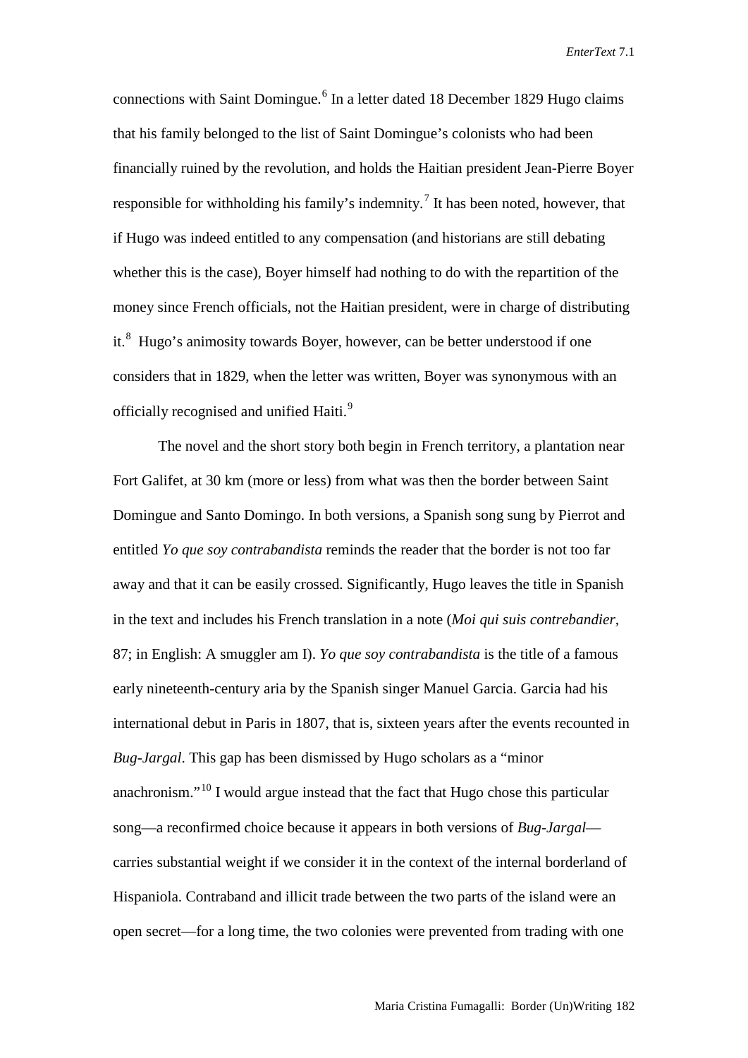connections with Saint Domingue.[6] In a letter dated 18 December 1829 Hugo claims that his family belonged to the list of Saint Domingue's colonists who had been financially ruined by the revolution, and holds the Haitian president Jean-Pierre Boyer responsible for withholding his family's indemnity.[7] It has been noted, however, that if Hugo was indeed entitled to any compensation (and historians are still debating whether this is the case), Boyer himself had nothing to do with the repartition of the money since French officials, not the Haitian president, were in charge of distributing it.[8] Hugo's animosity towards Boyer, however, can be better understood if one considers that in 1829, when the letter was written, Boyer was synonymous with an officially recognised and unified Haiti.[9]

The novel and the short story both begin in French territory, a plantation near Fort Galifet, at 30 km (more or less) from what was then the border between Saint Domingue and Santo Domingo. In both versions, a Spanish song sung by Pierrot and entitled *Yo que soy contrabandista* reminds the reader that the border is not too far away and that it can be easily crossed. Significantly, Hugo leaves the title in Spanish in the text and includes his French translation in a note (*Moi qui suis contrebandier,* 87; in English: A smuggler am I). *Yo que soy contrabandista* is the title of a famous early nineteenth-century aria by the Spanish singer Manuel Garcia. Garcia had his international debut in Paris in 1807, that is, sixteen years after the events recounted in *Bug-Jargal*. This gap has been dismissed by Hugo scholars as a "minor anachronism."[10] I would argue instead that the fact that Hugo chose this particular song—a reconfirmed choice because it appears in both versions of *Bug-Jargal*—carries substantial weight if we consider it in the context of the internal borderland of Hispaniola. Contraband and illicit trade between the two parts of the island were an open secret—for a long time, the two colonies were prevented from trading with one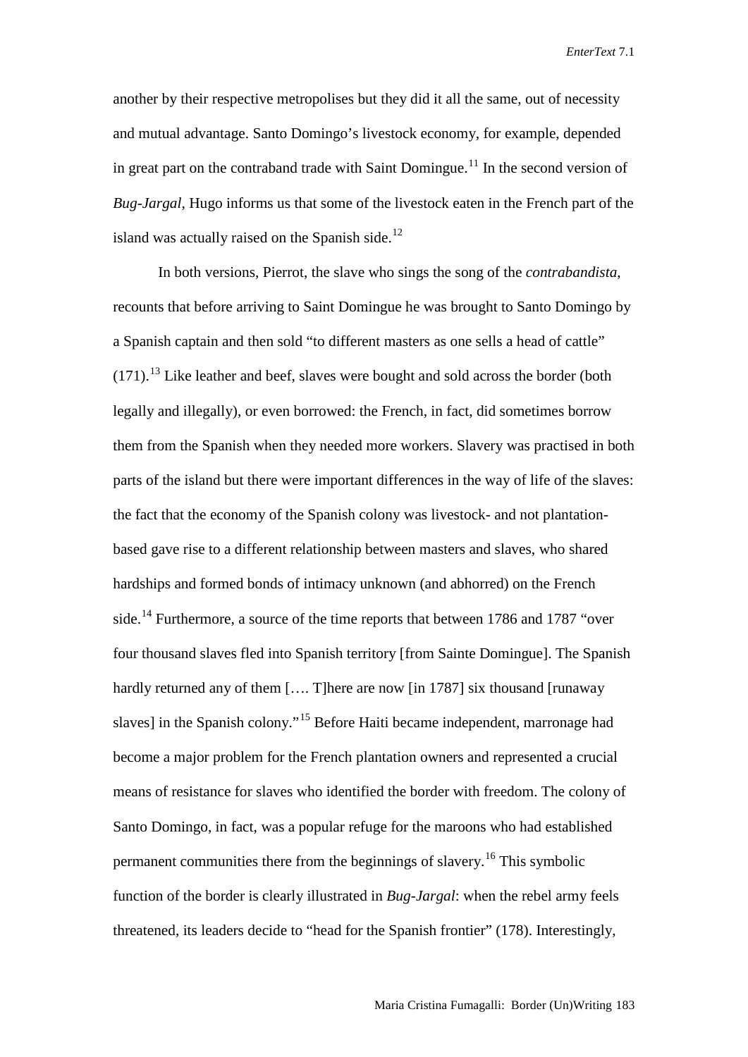another by their respective metropolises but they did it all the same, out of necessity and mutual advantage. Santo Domingo's livestock economy, for example, depended in great part on the contraband trade with Saint Domingue.[11] In the second version of *Bug-Jargal*, Hugo informs us that some of the livestock eaten in the French part of the island was actually raised on the Spanish side.[12]

In both versions, Pierrot, the slave who sings the song of the *contrabandista*, recounts that before arriving to Saint Domingue he was brought to Santo Domingo by a Spanish captain and then sold "to different masters as one sells a head of cattle" (171).[13] Like leather and beef, slaves were bought and sold across the border (both legally and illegally), or even borrowed: the French, in fact, did sometimes borrow them from the Spanish when they needed more workers. Slavery was practised in both parts of the island but there were important differences in the way of life of the slaves: the fact that the economy of the Spanish colony was livestock- and not plantation-based gave rise to a different relationship between masters and slaves, who shared hardships and formed bonds of intimacy unknown (and abhorred) on the French side.[14] Furthermore, a source of the time reports that between 1786 and 1787 "over four thousand slaves fled into Spanish territory [from Sainte Domingue]. The Spanish hardly returned any of them […. T]here are now [in 1787] six thousand [runaway slaves] in the Spanish colony."[15] Before Haiti became independent, marronage had become a major problem for the French plantation owners and represented a crucial means of resistance for slaves who identified the border with freedom. The colony of Santo Domingo, in fact, was a popular refuge for the maroons who had established permanent communities there from the beginnings of slavery.[16] This symbolic function of the border is clearly illustrated in *Bug-Jargal*: when the rebel army feels threatened, its leaders decide to "head for the Spanish frontier" (178). Interestingly,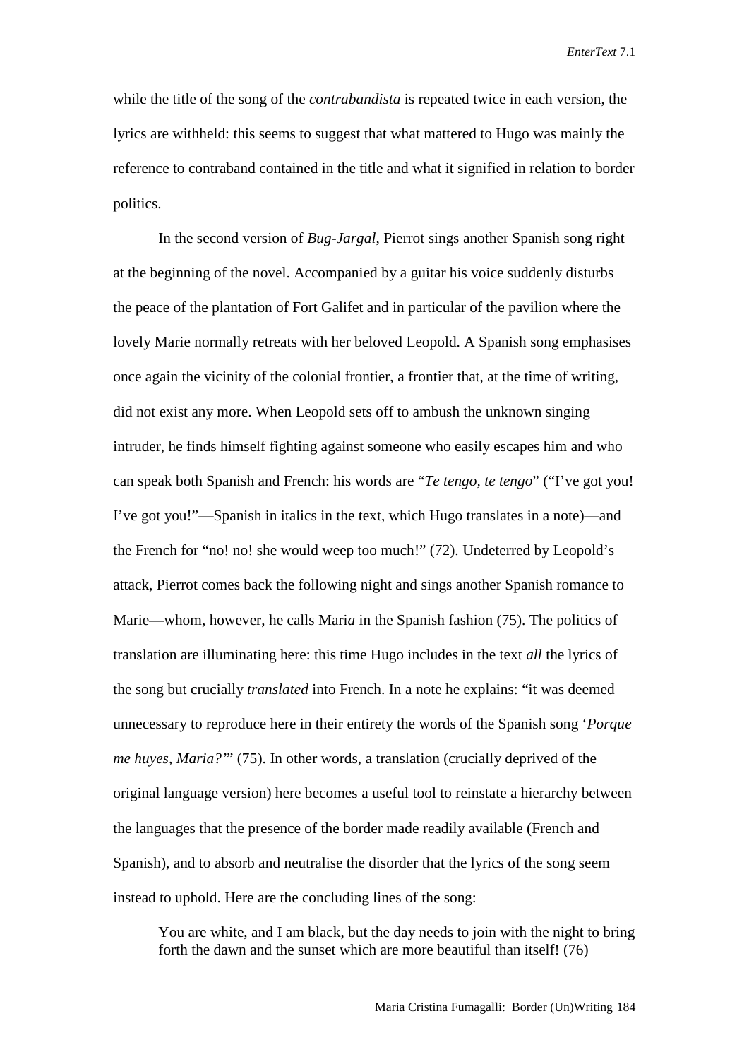while the title of the song of the *contrabandista* is repeated twice in each version, the lyrics are withheld: this seems to suggest that what mattered to Hugo was mainly the reference to contraband contained in the title and what it signified in relation to border politics.

In the second version of *Bug-Jargal*, Pierrot sings another Spanish song right at the beginning of the novel. Accompanied by a guitar his voice suddenly disturbs the peace of the plantation of Fort Galifet and in particular of the pavilion where the lovely Marie normally retreats with her beloved Leopold. A Spanish song emphasises once again the vicinity of the colonial frontier, a frontier that, at the time of writing, did not exist any more. When Leopold sets off to ambush the unknown singing intruder, he finds himself fighting against someone who easily escapes him and who can speak both Spanish and French: his words are "*Te tengo, te tengo*" ("I've got you! I've got you!"—Spanish in italics in the text, which Hugo translates in a note)—and the French for "no! no! she would weep too much!" (72). Undeterred by Leopold's attack, Pierrot comes back the following night and sings another Spanish romance to Marie—whom, however, he calls Mari*a* in the Spanish fashion (75). The politics of translation are illuminating here: this time Hugo includes in the text *all* the lyrics of the song but crucially *translated* into French. In a note he explains: "it was deemed unnecessary to reproduce here in their entirety the words of the Spanish song '*Porque me huyes, Maria?*'" (75). In other words, a translation (crucially deprived of the original language version) here becomes a useful tool to reinstate a hierarchy between the languages that the presence of the border made readily available (French and Spanish), and to absorb and neutralise the disorder that the lyrics of the song seem instead to uphold. Here are the concluding lines of the song:

> You are white, and I am black, but the day needs to join with the night to bring forth the dawn and the sunset which are more beautiful than itself! (76)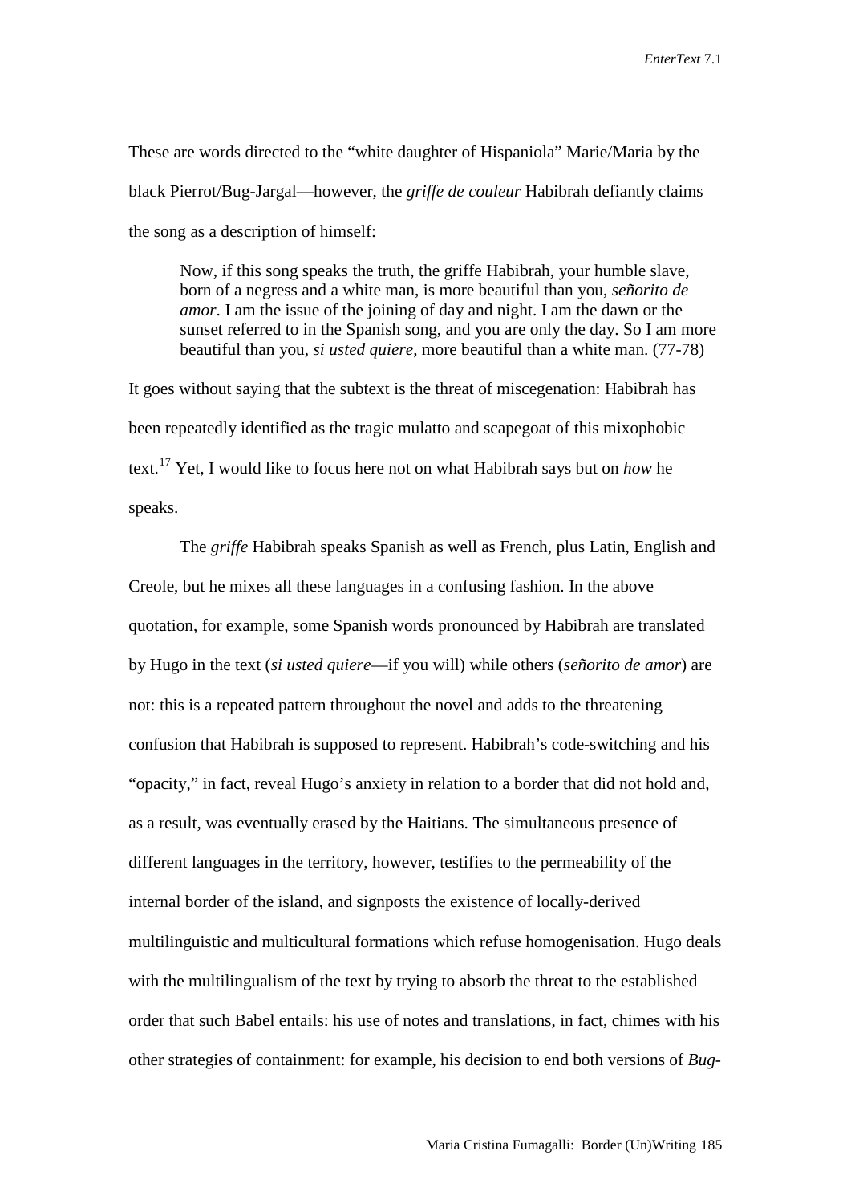These are words directed to the "white daughter of Hispaniola" Marie/Maria by the black Pierrot/Bug-Jargal—however, the *griffe de couleur* Habibrah defiantly claims the song as a description of himself:

> Now, if this song speaks the truth, the griffe Habibrah, your humble slave, born of a negress and a white man, is more beautiful than you, *señorito de amor*. I am the issue of the joining of day and night. I am the dawn or the sunset referred to in the Spanish song, and you are only the day. So I am more beautiful than you, *si usted quiere*, more beautiful than a white man. (77-78)

It goes without saying that the subtext is the threat of miscegenation: Habibrah has been repeatedly identified as the tragic mulatto and scapegoat of this mixophobic text.[17] Yet, I would like to focus here not on what Habibrah says but on *how* he speaks.

The *griffe* Habibrah speaks Spanish as well as French, plus Latin, English and Creole, but he mixes all these languages in a confusing fashion. In the above quotation, for example, some Spanish words pronounced by Habibrah are translated by Hugo in the text (*si usted quiere*—if you will) while others (*señorito de amor*) are not: this is a repeated pattern throughout the novel and adds to the threatening confusion that Habibrah is supposed to represent. Habibrah's code-switching and his "opacity," in fact, reveal Hugo's anxiety in relation to a border that did not hold and, as a result, was eventually erased by the Haitians. The simultaneous presence of different languages in the territory, however, testifies to the permeability of the internal border of the island, and signposts the existence of locally-derived multilinguistic and multicultural formations which refuse homogenisation. Hugo deals with the multilingualism of the text by trying to absorb the threat to the established order that such Babel entails: his use of notes and translations, in fact, chimes with his other strategies of containment: for example, his decision to end both versions of *Bug-*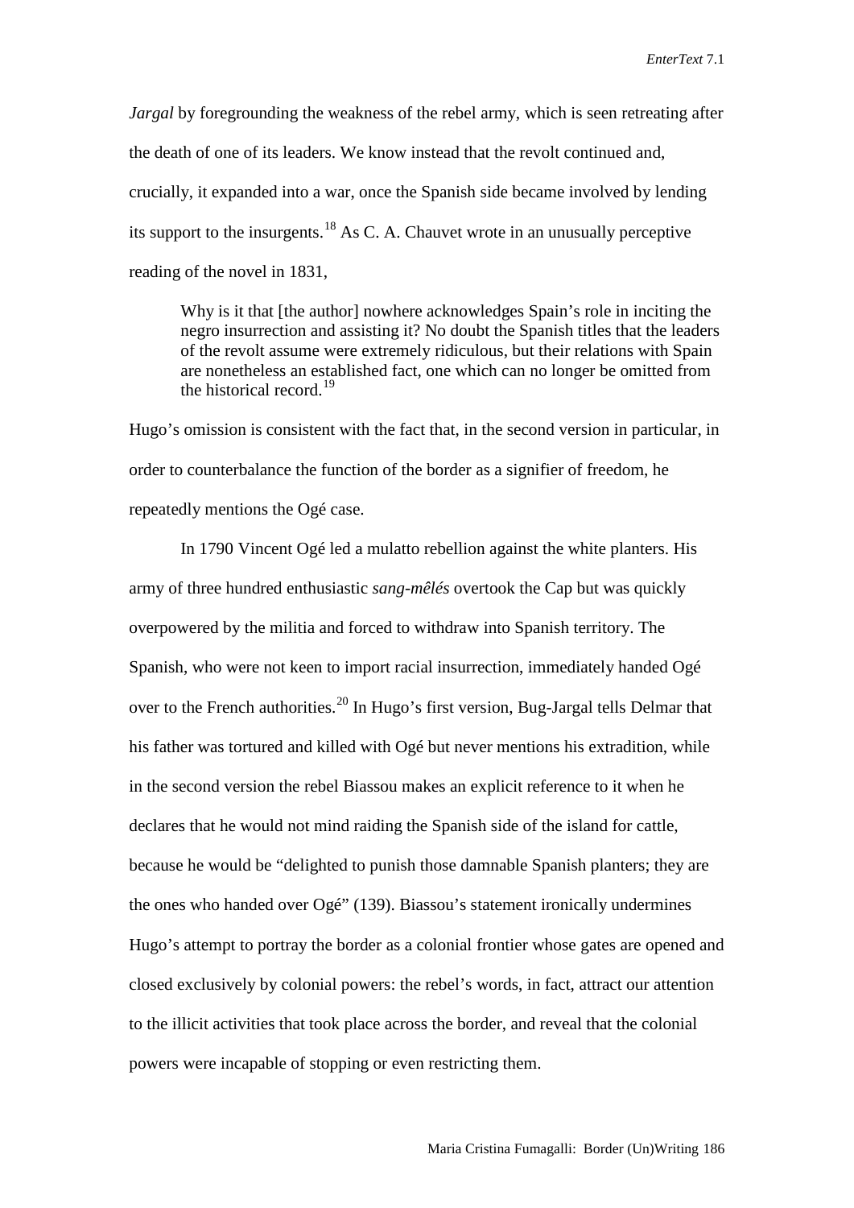*Jargal* by foregrounding the weakness of the rebel army, which is seen retreating after the death of one of its leaders. We know instead that the revolt continued and, crucially, it expanded into a war, once the Spanish side became involved by lending its support to the insurgents.[18] As C. A. Chauvet wrote in an unusually perceptive reading of the novel in 1831,

> Why is it that [the author] nowhere acknowledges Spain's role in inciting the negro insurrection and assisting it? No doubt the Spanish titles that the leaders of the revolt assume were extremely ridiculous, but their relations with Spain are nonetheless an established fact, one which can no longer be omitted from the historical record.[19]

Hugo's omission is consistent with the fact that, in the second version in particular, in order to counterbalance the function of the border as a signifier of freedom, he repeatedly mentions the Ogé case.

In 1790 Vincent Ogé led a mulatto rebellion against the white planters. His army of three hundred enthusiastic *sang-mêlés* overtook the Cap but was quickly overpowered by the militia and forced to withdraw into Spanish territory. The Spanish, who were not keen to import racial insurrection, immediately handed Ogé over to the French authorities.[20] In Hugo's first version, Bug-Jargal tells Delmar that his father was tortured and killed with Ogé but never mentions his extradition, while in the second version the rebel Biassou makes an explicit reference to it when he declares that he would not mind raiding the Spanish side of the island for cattle, because he would be "delighted to punish those damnable Spanish planters; they are the ones who handed over Ogé" (139). Biassou's statement ironically undermines Hugo's attempt to portray the border as a colonial frontier whose gates are opened and closed exclusively by colonial powers: the rebel's words, in fact, attract our attention to the illicit activities that took place across the border, and reveal that the colonial powers were incapable of stopping or even restricting them.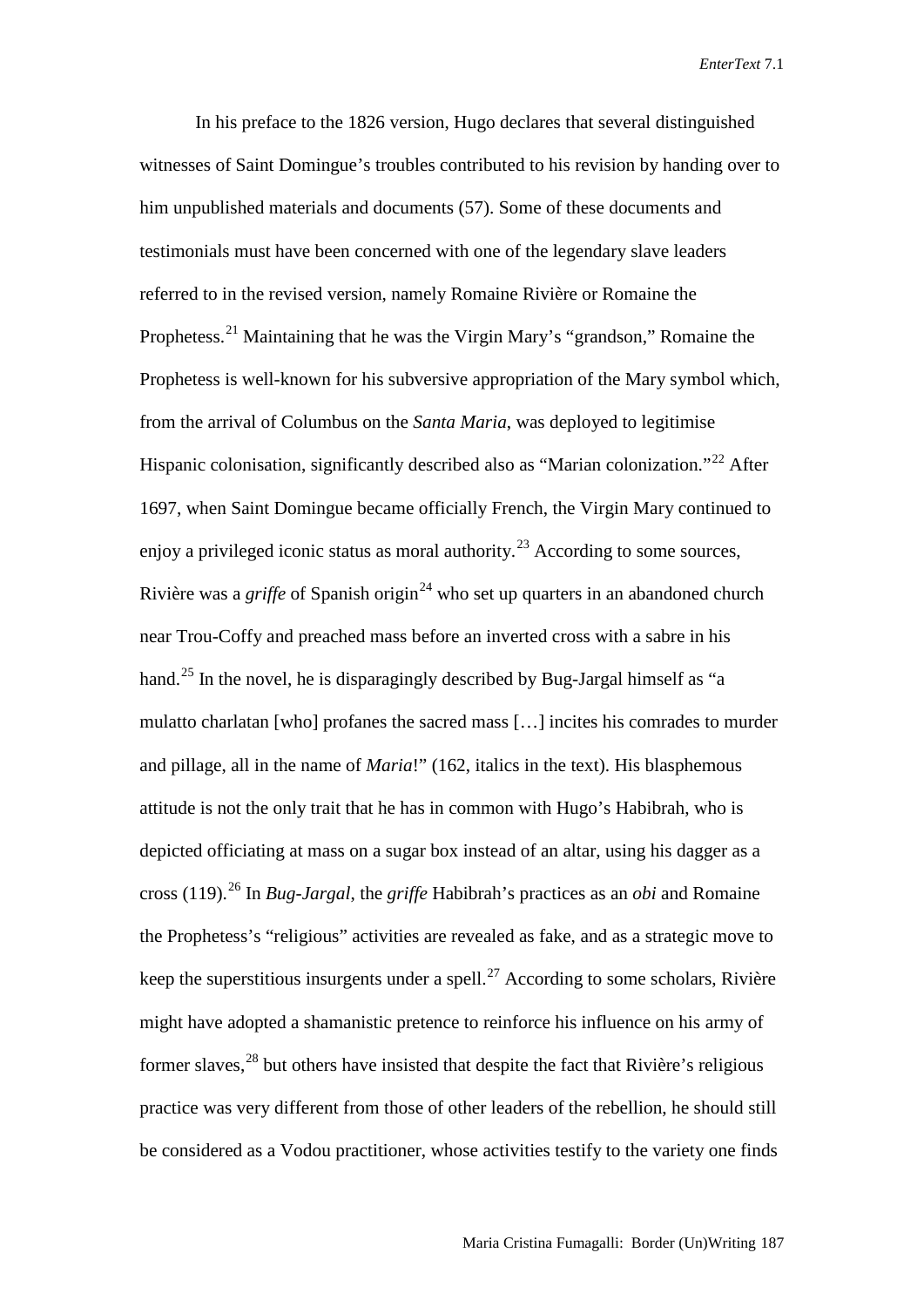In his preface to the 1826 version, Hugo declares that several distinguished witnesses of Saint Domingue's troubles contributed to his revision by handing over to him unpublished materials and documents (57). Some of these documents and testimonials must have been concerned with one of the legendary slave leaders referred to in the revised version, namely Romaine Rivière or Romaine the Prophetess.[21] Maintaining that he was the Virgin Mary's "grandson," Romaine the Prophetess is well-known for his subversive appropriation of the Mary symbol which, from the arrival of Columbus on the *Santa Maria*, was deployed to legitimise Hispanic colonisation, significantly described also as "Marian colonization."[22] After 1697, when Saint Domingue became officially French, the Virgin Mary continued to enjoy a privileged iconic status as moral authority.[23] According to some sources, Rivière was a *griffe* of Spanish origin[24] who set up quarters in an abandoned church near Trou-Coffy and preached mass before an inverted cross with a sabre in his hand.[25] In the novel, he is disparagingly described by Bug-Jargal himself as "a mulatto charlatan [who] profanes the sacred mass […] incites his comrades to murder and pillage, all in the name of *Maria*!" (162, italics in the text). His blasphemous attitude is not the only trait that he has in common with Hugo's Habibrah, who is depicted officiating at mass on a sugar box instead of an altar, using his dagger as a cross (119).[26] In *Bug-Jargal*, the *griffe* Habibrah's practices as an *obi* and Romaine the Prophetess's "religious" activities are revealed as fake, and as a strategic move to keep the superstitious insurgents under a spell.[27] According to some scholars, Rivière might have adopted a shamanistic pretence to reinforce his influence on his army of former slaves,[28] but others have insisted that despite the fact that Rivière's religious practice was very different from those of other leaders of the rebellion, he should still be considered as a Vodou practitioner, whose activities testify to the variety one finds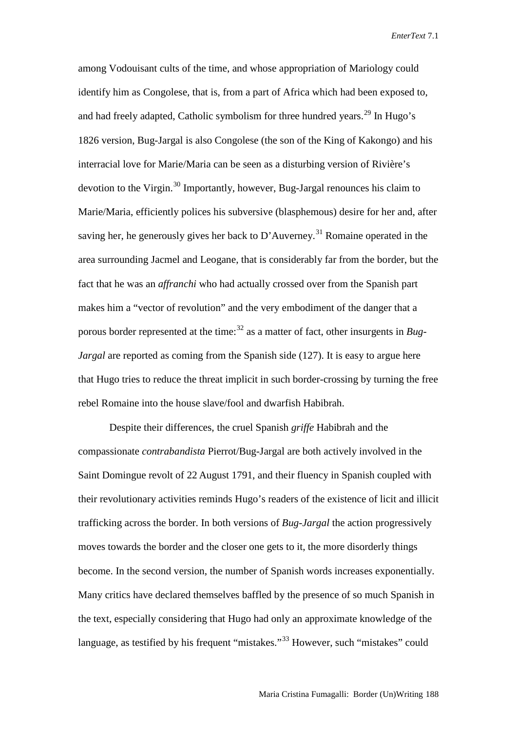among Vodouisant cults of the time, and whose appropriation of Mariology could identify him as Congolese, that is, from a part of Africa which had been exposed to, and had freely adapted, Catholic symbolism for three hundred years.[29] In Hugo's 1826 version, Bug-Jargal is also Congolese (the son of the King of Kakongo) and his interracial love for Marie/Maria can be seen as a disturbing version of Rivière's devotion to the Virgin.[30] Importantly, however, Bug-Jargal renounces his claim to Marie/Maria, efficiently polices his subversive (blasphemous) desire for her and, after saving her, he generously gives her back to D'Auverney.[31] Romaine operated in the area surrounding Jacmel and Leogane, that is considerably far from the border, but the fact that he was an *affranchi* who had actually crossed over from the Spanish part makes him a "vector of revolution" and the very embodiment of the danger that a porous border represented at the time:[32] as a matter of fact, other insurgents in *Bug-Jargal* are reported as coming from the Spanish side (127). It is easy to argue here that Hugo tries to reduce the threat implicit in such border-crossing by turning the free rebel Romaine into the house slave/fool and dwarfish Habibrah.

Despite their differences, the cruel Spanish *griffe* Habibrah and the compassionate *contrabandista* Pierrot/Bug-Jargal are both actively involved in the Saint Domingue revolt of 22 August 1791, and their fluency in Spanish coupled with their revolutionary activities reminds Hugo's readers of the existence of licit and illicit trafficking across the border. In both versions of *Bug-Jargal* the action progressively moves towards the border and the closer one gets to it, the more disorderly things become. In the second version, the number of Spanish words increases exponentially. Many critics have declared themselves baffled by the presence of so much Spanish in the text, especially considering that Hugo had only an approximate knowledge of the language, as testified by his frequent "mistakes."[33] However, such "mistakes" could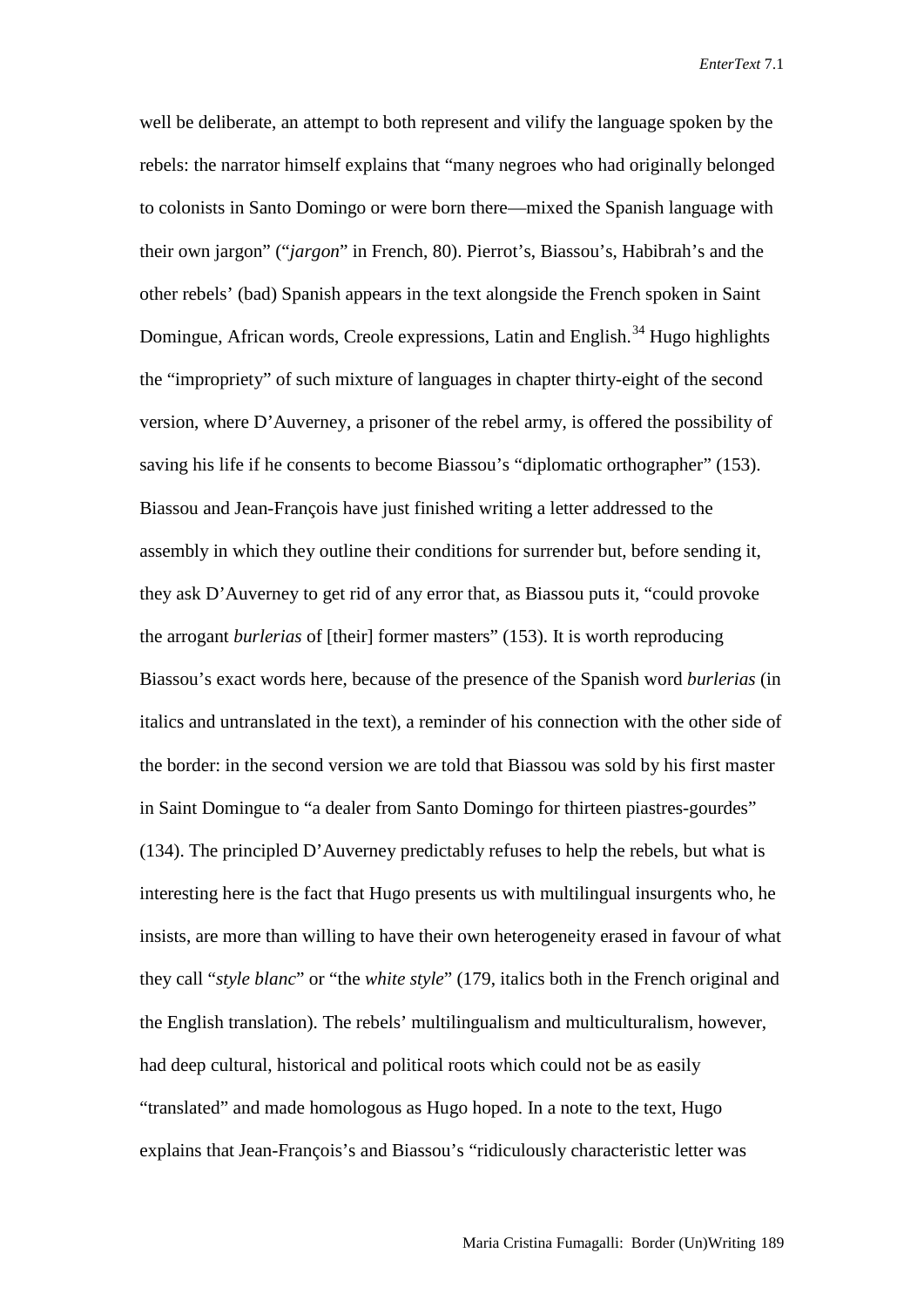well be deliberate, an attempt to both represent and vilify the language spoken by the rebels: the narrator himself explains that "many negroes who had originally belonged to colonists in Santo Domingo or were born there—mixed the Spanish language with their own jargon" ("*jargon*" in French, 80). Pierrot's, Biassou's, Habibrah's and the other rebels' (bad) Spanish appears in the text alongside the French spoken in Saint Domingue, African words, Creole expressions, Latin and English.[34] Hugo highlights the "impropriety" of such mixture of languages in chapter thirty-eight of the second version, where D'Auverney, a prisoner of the rebel army, is offered the possibility of saving his life if he consents to become Biassou's "diplomatic orthographer" (153). Biassou and Jean-François have just finished writing a letter addressed to the assembly in which they outline their conditions for surrender but, before sending it, they ask D'Auverney to get rid of any error that, as Biassou puts it, "could provoke the arrogant *burlerias* of [their] former masters" (153). It is worth reproducing Biassou's exact words here, because of the presence of the Spanish word *burlerias* (in italics and untranslated in the text), a reminder of his connection with the other side of the border: in the second version we are told that Biassou was sold by his first master in Saint Domingue to "a dealer from Santo Domingo for thirteen piastres-gourdes" (134). The principled D'Auverney predictably refuses to help the rebels, but what is interesting here is the fact that Hugo presents us with multilingual insurgents who, he insists, are more than willing to have their own heterogeneity erased in favour of what they call "*style blanc*" or "the *white style*" (179, italics both in the French original and the English translation). The rebels' multilingualism and multiculturalism, however, had deep cultural, historical and political roots which could not be as easily "translated" and made homologous as Hugo hoped. In a note to the text, Hugo explains that Jean-François's and Biassou's "ridiculously characteristic letter was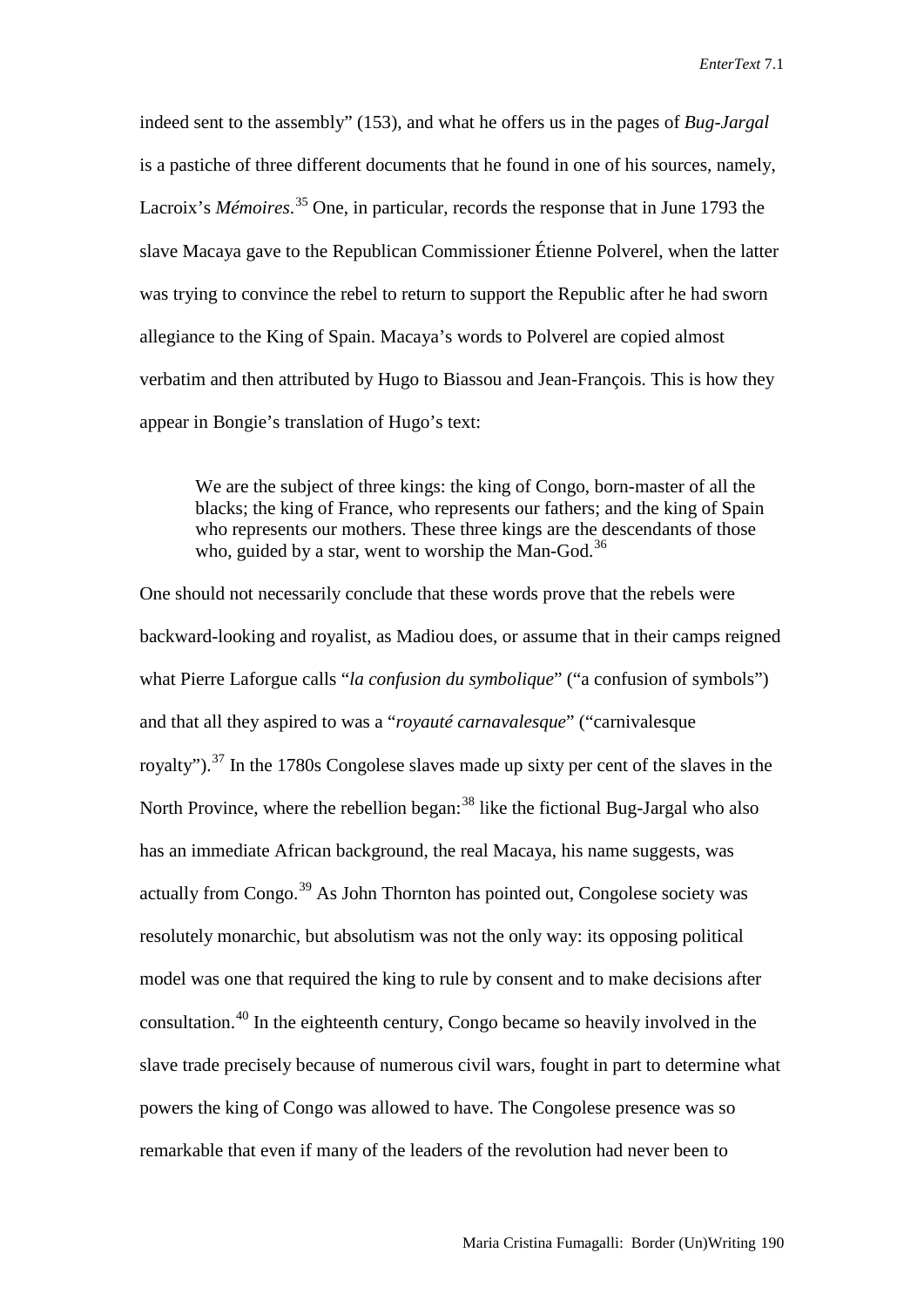indeed sent to the assembly" (153), and what he offers us in the pages of *Bug-Jargal* is a pastiche of three different documents that he found in one of his sources, namely, Lacroix's *Mémoires*.[35] One, in particular, records the response that in June 1793 the slave Macaya gave to the Republican Commissioner Étienne Polverel, when the latter was trying to convince the rebel to return to support the Republic after he had sworn allegiance to the King of Spain. Macaya's words to Polverel are copied almost verbatim and then attributed by Hugo to Biassou and Jean-François. This is how they appear in Bongie's translation of Hugo's text:

> We are the subject of three kings: the king of Congo, born-master of all the blacks; the king of France, who represents our fathers; and the king of Spain who represents our mothers. These three kings are the descendants of those who, guided by a star, went to worship the Man-God.[36]

One should not necessarily conclude that these words prove that the rebels were backward-looking and royalist, as Madiou does, or assume that in their camps reigned what Pierre Laforgue calls "*la confusion du symbolique*" ("a confusion of symbols") and that all they aspired to was a "*royauté carnavalesque*" ("carnivalesque royalty").[37] In the 1780s Congolese slaves made up sixty per cent of the slaves in the North Province, where the rebellion began:[38] like the fictional Bug-Jargal who also has an immediate African background, the real Macaya, his name suggests, was actually from Congo.[39] As John Thornton has pointed out, Congolese society was resolutely monarchic, but absolutism was not the only way: its opposing political model was one that required the king to rule by consent and to make decisions after consultation.[40] In the eighteenth century, Congo became so heavily involved in the slave trade precisely because of numerous civil wars, fought in part to determine what powers the king of Congo was allowed to have. The Congolese presence was so remarkable that even if many of the leaders of the revolution had never been to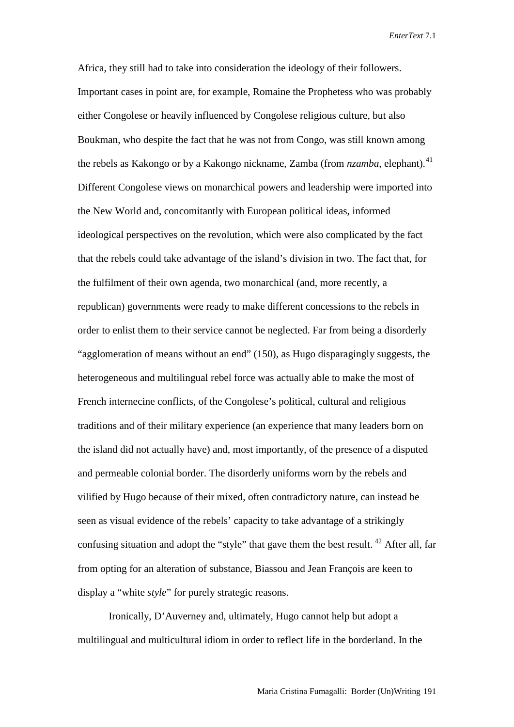Africa, they still had to take into consideration the ideology of their followers. Important cases in point are, for example, Romaine the Prophetess who was probably either Congolese or heavily influenced by Congolese religious culture, but also Boukman, who despite the fact that he was not from Congo, was still known among the rebels as Kakongo or by a Kakongo nickname, Zamba (from *nzamba*, elephant).[41] Different Congolese views on monarchical powers and leadership were imported into the New World and, concomitantly with European political ideas, informed ideological perspectives on the revolution, which were also complicated by the fact that the rebels could take advantage of the island's division in two. The fact that, for the fulfilment of their own agenda, two monarchical (and, more recently, a republican) governments were ready to make different concessions to the rebels in order to enlist them to their service cannot be neglected. Far from being a disorderly "agglomeration of means without an end" (150), as Hugo disparagingly suggests, the heterogeneous and multilingual rebel force was actually able to make the most of French internecine conflicts, of the Congolese's political, cultural and religious traditions and of their military experience (an experience that many leaders born on the island did not actually have) and, most importantly, of the presence of a disputed and permeable colonial border. The disorderly uniforms worn by the rebels and vilified by Hugo because of their mixed, often contradictory nature, can instead be seen as visual evidence of the rebels' capacity to take advantage of a strikingly confusing situation and adopt the "style" that gave them the best result. [42] After all, far from opting for an alteration of substance, Biassou and Jean François are keen to display a "white *style*" for purely strategic reasons.

Ironically, D'Auverney and, ultimately, Hugo cannot help but adopt a multilingual and multicultural idiom in order to reflect life in the borderland. In the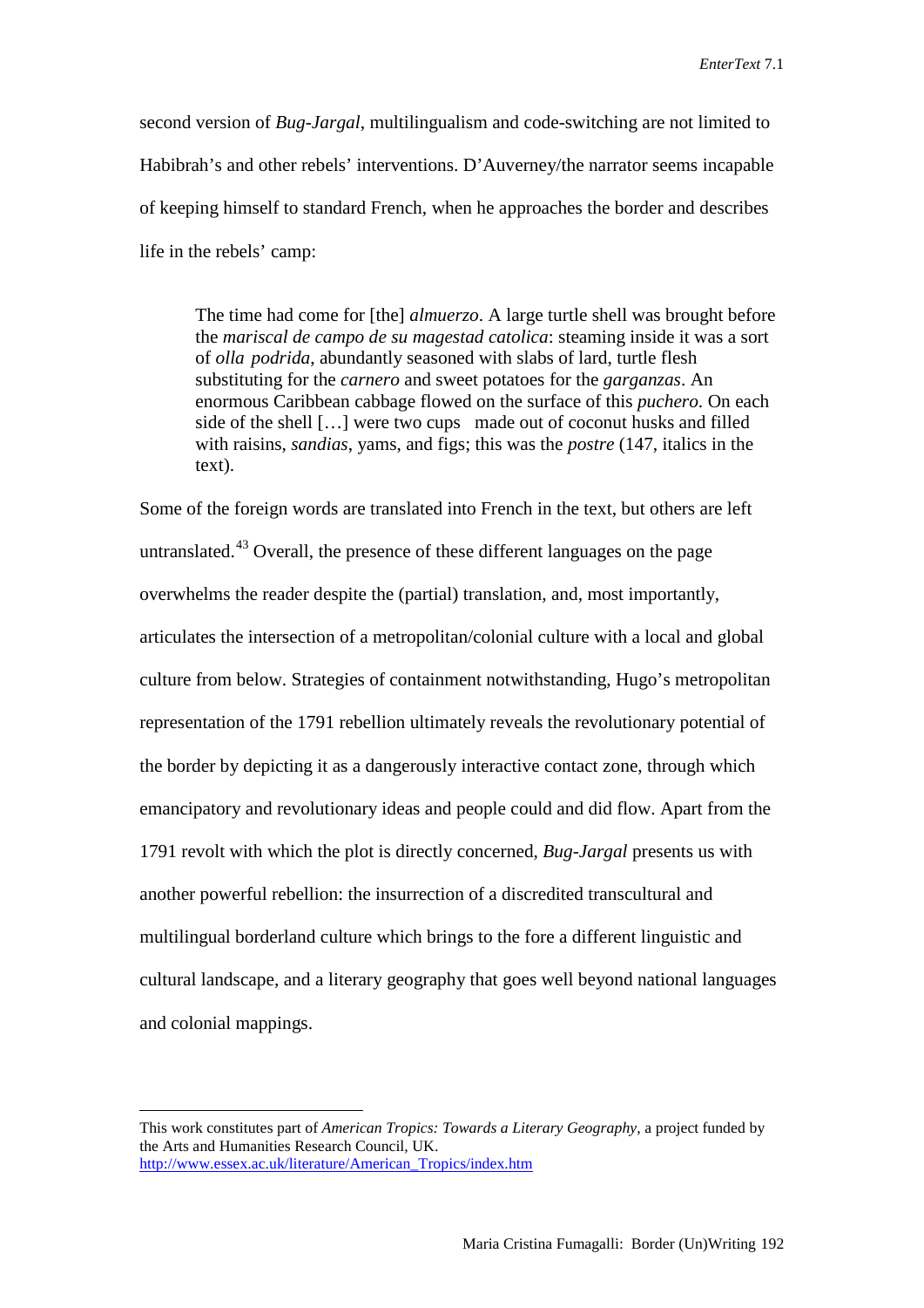second version of *Bug-Jargal*, multilingualism and code-switching are not limited to Habibrah's and other rebels' interventions. D'Auverney/the narrator seems incapable of keeping himself to standard French, when he approaches the border and describes life in the rebels' camp:

> The time had come for [the] *almuerzo*. A large turtle shell was brought before the *mariscal de campo de su magestad catolica*: steaming inside it was a sort of *olla podrida*, abundantly seasoned with slabs of lard, turtle flesh substituting for the *carnero* and sweet potatoes for the *garganzas*. An enormous Caribbean cabbage flowed on the surface of this *puchero*. On each side of the shell […] were two cups made out of coconut husks and filled with raisins, *sandias*, yams, and figs; this was the *postre* (147, italics in the text).

Some of the foreign words are translated into French in the text, but others are left untranslated.[43] Overall, the presence of these different languages on the page overwhelms the reader despite the (partial) translation, and, most importantly, articulates the intersection of a metropolitan/colonial culture with a local and global culture from below. Strategies of containment notwithstanding, Hugo's metropolitan representation of the 1791 rebellion ultimately reveals the revolutionary potential of the border by depicting it as a dangerously interactive contact zone, through which emancipatory and revolutionary ideas and people could and did flow. Apart from the 1791 revolt with which the plot is directly concerned, *Bug-Jargal* presents us with another powerful rebellion: the insurrection of a discredited transcultural and multilingual borderland culture which brings to the fore a different linguistic and cultural landscape, and a literary geography that goes well beyond national languages and colonial mappings.

---

This work constitutes part of *American Tropics: Towards a Literary Geography*, a project funded by the Arts and Humanities Research Council, UK.
http://www.essex.ac.uk/literature/American_Tropics/index.htm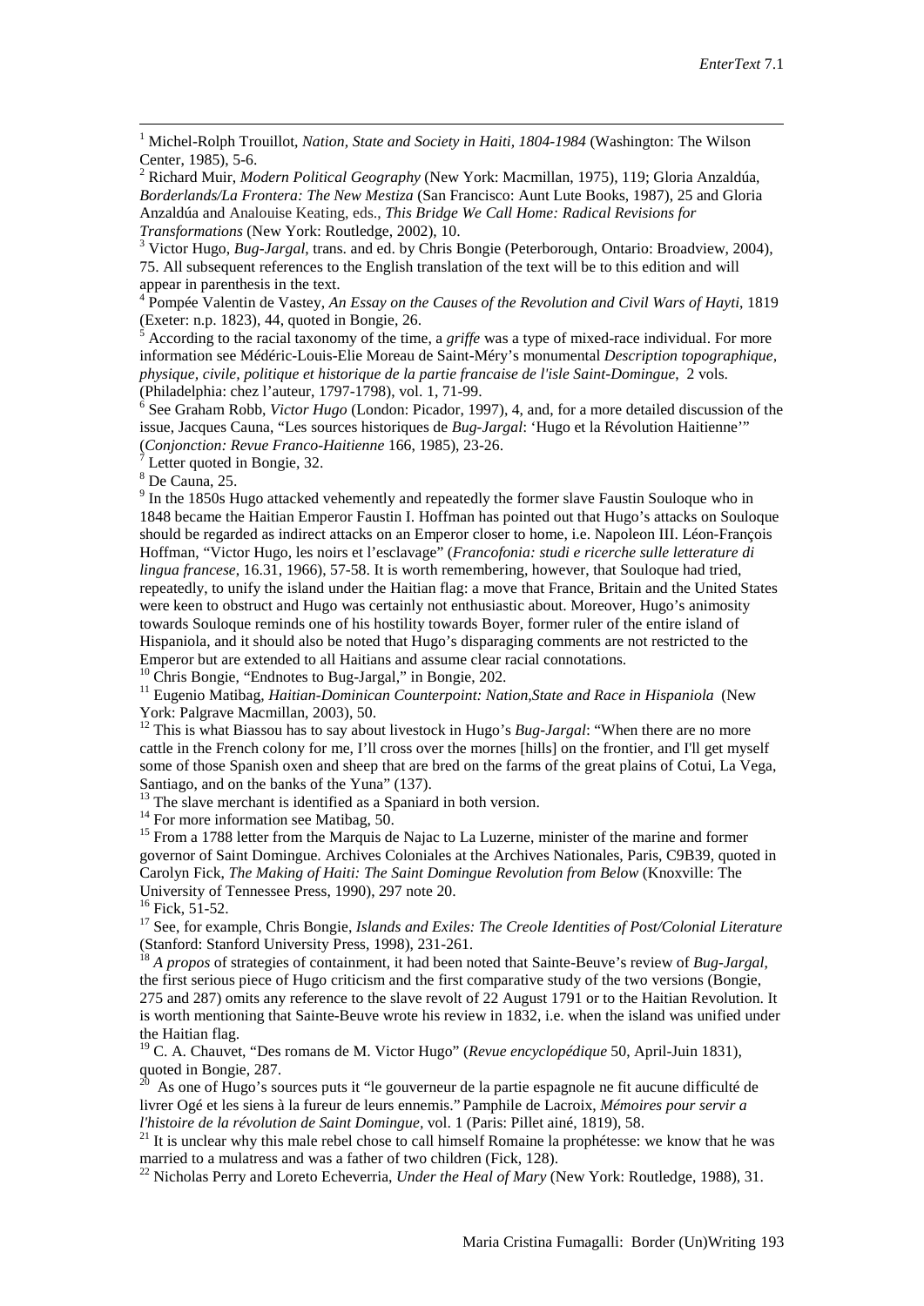[1] Michel-Rolph Trouillot, *Nation, State and Society in Haiti, 1804-1984* (Washington: The Wilson Center, 1985), 5-6.

[2] Richard Muir, *Modern Political Geography* (New York: Macmillan, 1975), 119; Gloria Anzaldúa, *Borderlands/La Frontera: The New Mestiza* (San Francisco: Aunt Lute Books, 1987), 25 and Gloria Anzaldúa and Analouise Keating, eds., *This Bridge We Call Home: Radical Revisions for Transformations* (New York: Routledge, 2002), 10.

[3] Victor Hugo, *Bug-Jargal*, trans. and ed. by Chris Bongie (Peterborough, Ontario: Broadview, 2004), 75. All subsequent references to the English translation of the text will be to this edition and will appear in parenthesis in the text.

[4] Pompée Valentin de Vastey, *An Essay on the Causes of the Revolution and Civil Wars of Hayti*, 1819 (Exeter: n.p. 1823), 44, quoted in Bongie, 26.

[5] According to the racial taxonomy of the time, a *griffe* was a type of mixed-race individual. For more information see Médéric-Louis-Elie Moreau de Saint-Méry's monumental *Description topographique, physique, civile, politique et historique de la partie francaise de l'isle Saint-Domingue*, 2 vols. (Philadelphia: chez l'auteur, 1797-1798), vol. 1, 71-99.

[6] See Graham Robb, *Victor Hugo* (London: Picador, 1997), 4, and, for a more detailed discussion of the issue, Jacques Cauna, "Les sources historiques de *Bug-Jargal*: 'Hugo et la Révolution Haitienne'" (*Conjonction: Revue Franco-Haitienne* 166, 1985), 23-26.

[7] Letter quoted in Bongie, 32.

[8] De Cauna, 25.

[9] In the 1850s Hugo attacked vehemently and repeatedly the former slave Faustin Souloque who in 1848 became the Haitian Emperor Faustin I. Hoffman has pointed out that Hugo's attacks on Souloque should be regarded as indirect attacks on an Emperor closer to home, i.e. Napoleon III. Léon-François Hoffman, "Victor Hugo, les noirs et l'esclavage" (*Francofonia: studi e ricerche sulle letterature di lingua francese*, 16.31, 1966), 57-58. It is worth remembering, however, that Souloque had tried, repeatedly, to unify the island under the Haitian flag: a move that France, Britain and the United States were keen to obstruct and Hugo was certainly not enthusiastic about. Moreover, Hugo's animosity towards Souloque reminds one of his hostility towards Boyer, former ruler of the entire island of Hispaniola, and it should also be noted that Hugo's disparaging comments are not restricted to the Emperor but are extended to all Haitians and assume clear racial connotations.

[10] Chris Bongie, "Endnotes to Bug-Jargal," in Bongie, 202.

[11] Eugenio Matibag, *Haitian-Dominican Counterpoint: Nation,State and Race in Hispaniola* (New York: Palgrave Macmillan, 2003), 50.

[12] This is what Biassou has to say about livestock in Hugo's *Bug-Jargal*: "When there are no more cattle in the French colony for me, I'll cross over the mornes [hills] on the frontier, and I'll get myself some of those Spanish oxen and sheep that are bred on the farms of the great plains of Cotui, La Vega, Santiago, and on the banks of the Yuna" (137).

[13] The slave merchant is identified as a Spaniard in both version.

[14] For more information see Matibag, 50.

[15] From a 1788 letter from the Marquis de Najac to La Luzerne, minister of the marine and former governor of Saint Domingue. Archives Coloniales at the Archives Nationales, Paris, C9B39, quoted in Carolyn Fick, *The Making of Haiti: The Saint Domingue Revolution from Below* (Knoxville: The University of Tennessee Press, 1990), 297 note 20.

[16] Fick, 51-52.

[17] See, for example, Chris Bongie, *Islands and Exiles: The Creole Identities of Post/Colonial Literature* (Stanford: Stanford University Press, 1998), 231-261.

[18] *A propos* of strategies of containment, it had been noted that Sainte-Beuve's review of *Bug-Jargal*, the first serious piece of Hugo criticism and the first comparative study of the two versions (Bongie, 275 and 287) omits any reference to the slave revolt of 22 August 1791 or to the Haitian Revolution. It is worth mentioning that Sainte-Beuve wrote his review in 1832, i.e. when the island was unified under the Haitian flag.

[19] C. A. Chauvet, "Des romans de M. Victor Hugo" (*Revue encyclopédique* 50, April-Juin 1831), quoted in Bongie, 287.

[20] As one of Hugo's sources puts it "le gouverneur de la partie espagnole ne fit aucune difficulté de livrer Ogé et les siens à la fureur de leurs ennemis." Pamphile de Lacroix, *Mémoires pour servir a l'histoire de la révolution de Saint Domingue*, vol. 1 (Paris: Pillet ainé, 1819), 58.

[21] It is unclear why this male rebel chose to call himself Romaine la prophétesse: we know that he was married to a mulatress and was a father of two children (Fick, 128).

[22] Nicholas Perry and Loreto Echeverria, *Under the Heal of Mary* (New York: Routledge, 1988), 31.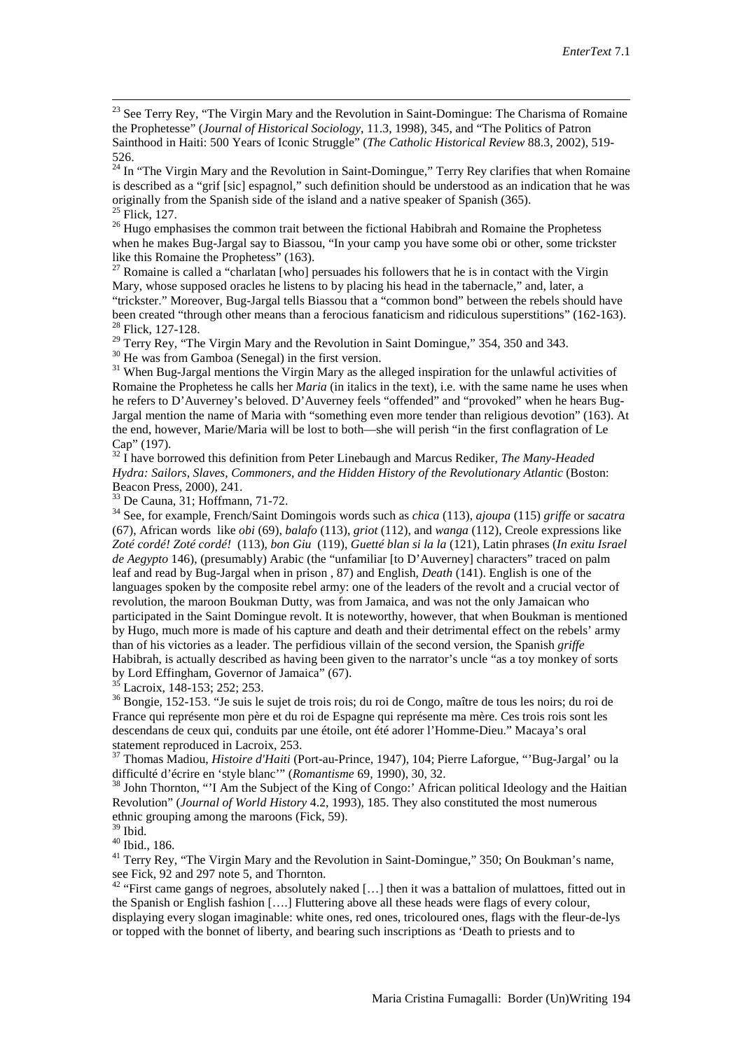[23] See Terry Rey, "The Virgin Mary and the Revolution in Saint-Domingue: The Charisma of Romaine the Prophetesse" (*Journal of Historical Sociology*, 11.3, 1998), 345, and "The Politics of Patron Sainthood in Haiti: 500 Years of Iconic Struggle" (*The Catholic Historical Review* 88.3, 2002), 519-526.

[24] In "The Virgin Mary and the Revolution in Saint-Domingue," Terry Rey clarifies that when Romaine is described as a "grif [sic] espagnol," such definition should be understood as an indication that he was originally from the Spanish side of the island and a native speaker of Spanish (365).

[25] Flick, 127.

[26] Hugo emphasises the common trait between the fictional Habibrah and Romaine the Prophetess when he makes Bug-Jargal say to Biassou, "In your camp you have some obi or other, some trickster like this Romaine the Prophetess" (163).

[27] Romaine is called a "charlatan [who] persuades his followers that he is in contact with the Virgin Mary, whose supposed oracles he listens to by placing his head in the tabernacle," and, later, a "trickster." Moreover, Bug-Jargal tells Biassou that a "common bond" between the rebels should have been created "through other means than a ferocious fanaticism and ridiculous superstitions" (162-163).

[28] Flick, 127-128.

[29] Terry Rey, "The Virgin Mary and the Revolution in Saint Domingue," 354, 350 and 343.

[30] He was from Gamboa (Senegal) in the first version.

[31] When Bug-Jargal mentions the Virgin Mary as the alleged inspiration for the unlawful activities of Romaine the Prophetess he calls her *Maria* (in italics in the text), i.e. with the same name he uses when he refers to D'Auverney's beloved. D'Auverney feels "offended" and "provoked" when he hears Bug-Jargal mention the name of Maria with "something even more tender than religious devotion" (163). At the end, however, Marie/Maria will be lost to both—she will perish "in the first conflagration of Le Cap" (197).

[32] I have borrowed this definition from Peter Linebaugh and Marcus Rediker, *The Many-Headed Hydra: Sailors, Slaves, Commoners, and the Hidden History of the Revolutionary Atlantic* (Boston: Beacon Press, 2000), 241.

[33] De Cauna, 31; Hoffmann, 71-72.

[34] See, for example, French/Saint Domingois words such as *chica* (113), *ajoupa* (115) *griffe* or *sacatra* (67), African words like *obi* (69), *balafo* (113), *griot* (112), and *wanga* (112), Creole expressions like *Zoté cordé! Zoté cordé!* (113), *bon Giu* (119), *Guetté blan si la la* (121), Latin phrases (*In exitu Israel de Aegypto* 146), (presumably) Arabic (the "unfamiliar [to D'Auverney] characters" traced on palm leaf and read by Bug-Jargal when in prison , 87) and English, *Death* (141). English is one of the languages spoken by the composite rebel army: one of the leaders of the revolt and a crucial vector of revolution, the maroon Boukman Dutty, was from Jamaica, and was not the only Jamaican who participated in the Saint Domingue revolt. It is noteworthy, however, that when Boukman is mentioned by Hugo, much more is made of his capture and death and their detrimental effect on the rebels' army than of his victories as a leader. The perfidious villain of the second version, the Spanish *griffe* Habibrah, is actually described as having been given to the narrator's uncle "as a toy monkey of sorts by Lord Effingham, Governor of Jamaica" (67).

[35] Lacroix, 148-153; 252; 253.

[36] Bongie, 152-153. "Je suis le sujet de trois rois; du roi de Congo, maître de tous les noirs; du roi de France qui représente mon père et du roi de Espagne qui représente ma mère. Ces trois rois sont les descendans de ceux qui, conduits par une étoile, ont été adorer l'Homme-Dieu." Macaya's oral statement reproduced in Lacroix, 253.

[37] Thomas Madiou, *Histoire d'Haiti* (Port-au-Prince, 1947), 104; Pierre Laforgue, "'Bug-Jargal' ou la difficulté d'écrire en 'style blanc'" (*Romantisme* 69, 1990), 30, 32.

[38] John Thornton, "'I Am the Subject of the King of Congo:' African political Ideology and the Haitian Revolution" (*Journal of World History* 4.2, 1993), 185. They also constituted the most numerous ethnic grouping among the maroons (Fick, 59).

[39] Ibid.

[40] Ibid., 186.

[41] Terry Rey, "The Virgin Mary and the Revolution in Saint-Domingue," 350; On Boukman's name, see Fick, 92 and 297 note 5, and Thornton.

[42] "First came gangs of negroes, absolutely naked […] then it was a battalion of mulattoes, fitted out in the Spanish or English fashion [….] Fluttering above all these heads were flags of every colour, displaying every slogan imaginable: white ones, red ones, tricoloured ones, flags with the fleur-de-lys or topped with the bonnet of liberty, and bearing such inscriptions as 'Death to priests and to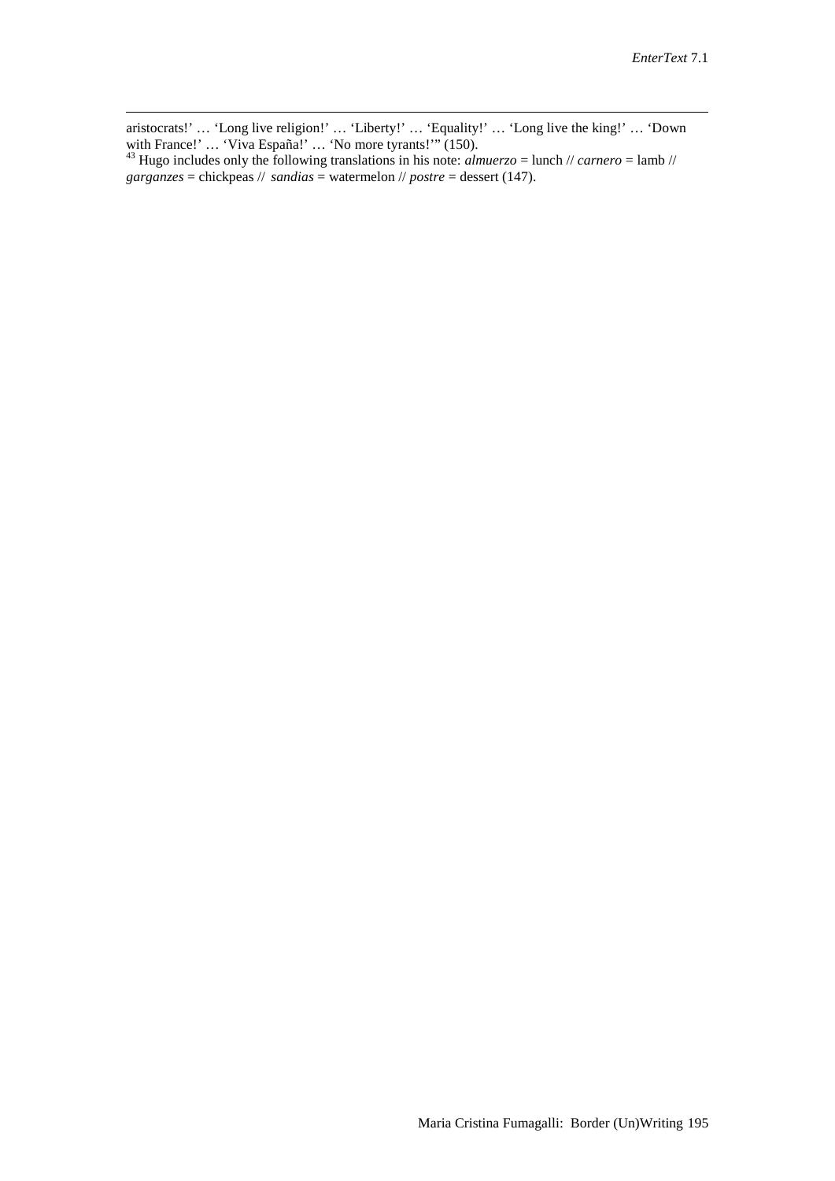aristocrats!' … 'Long live religion!' … 'Liberty!' … 'Equality!' … 'Long live the king!' … 'Down with France!' … 'Viva España!' … 'No more tyrants!'" (150).

[43] Hugo includes only the following translations in his note: *almuerzo* = lunch // *carnero* = lamb // *garganzes* = chickpeas // *sandias* = watermelon // *postre* = dessert (147).